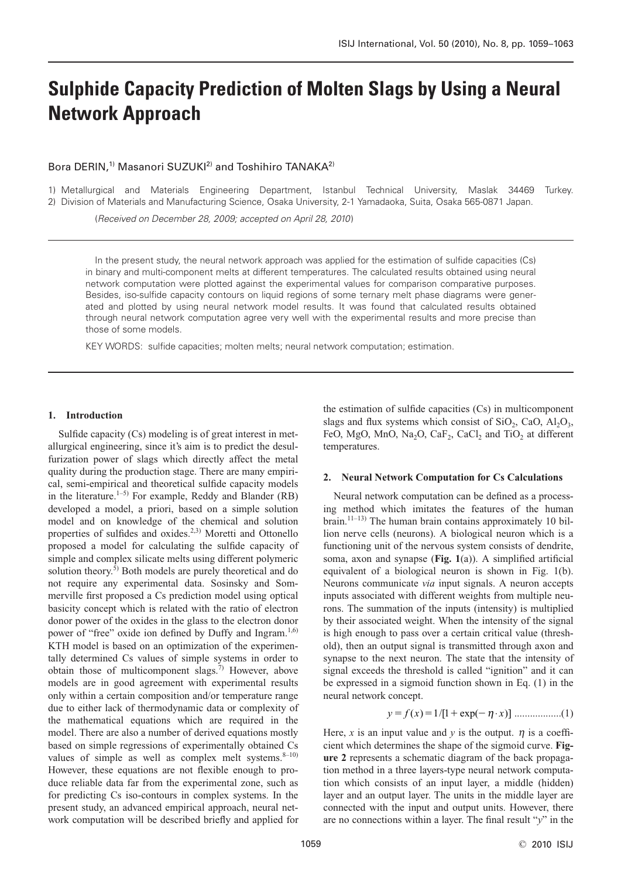# Sulphide Capacity Prediction of Molten Slags by Using a Neural Network Approach

Bora DERIN,[1] Masanori SUZUKI[2] and Toshihiro TANAKA[2]

1) Metallurgical and Materials Engineering Department, Istanbul Technical University, Maslak 34469 Turkey.
2) Division of Materials and Manufacturing Science, Osaka University, 2-1 Yamadaoka, Suita, Osaka 565-0871 Japan.

(*Received on December 28, 2009; accepted on April 28, 2010*)

In the present study, the neural network approach was applied for the estimation of sulfide capacities (Cs) in binary and multi-component melts at different temperatures. The calculated results obtained using neural network computation were plotted against the experimental values for comparison comparative purposes. Besides, iso-sulfide capacity contours on liquid regions of some ternary melt phase diagrams were generated and plotted by using neural network model results. It was found that calculated results obtained through neural network computation agree very well with the experimental results and more precise than those of some models.

KEY WORDS: sulfide capacities; molten melts; neural network computation; estimation.

## 1. Introduction

Sulfide capacity (Cs) modeling is of great interest in metallurgical engineering, since it's aim is to predict the desulfurization power of slags which directly affect the metal quality during the production stage. There are many empirical, semi-empirical and theoretical sulfide capacity models in the literature.[1–5] For example, Reddy and Blander (RB) developed a model, a priori, based on a simple solution model and on knowledge of the chemical and solution properties of sulfides and oxides.[2,3] Moretti and Ottonello proposed a model for calculating the sulfide capacity of simple and complex silicate melts using different polymeric solution theory.[5] Both models are purely theoretical and do not require any experimental data. Sosinsky and Sommerville first proposed a Cs prediction model using optical basicity concept which is related with the ratio of electron donor power of the oxides in the glass to the electron donor power of "free" oxide ion defined by Duffy and Ingram.[1,6] KTH model is based on an optimization of the experimentally determined Cs values of simple systems in order to obtain those of multicomponent slags.[7] However, above models are in good agreement with experimental results only within a certain composition and/or temperature range due to either lack of thermodynamic data or complexity of the mathematical equations which are required in the model. There are also a number of derived equations mostly based on simple regressions of experimentally obtained Cs values of simple as well as complex melt systems.[8–10] However, these equations are not flexible enough to produce reliable data far from the experimental zone, such as for predicting Cs iso-contours in complex systems. In the present study, an advanced empirical approach, neural network computation will be described briefly and applied for the estimation of sulfide capacities (Cs) in multicomponent slags and flux systems which consist of $SiO_2$, CaO, $Al_2O_3$, FeO, MgO, MnO, $Na_2O$, $CaF_2$, $CaCl_2$ and $TiO_2$ at different temperatures.

## 2. Neural Network Computation for Cs Calculations

Neural network computation can be defined as a processing method which imitates the features of the human brain.[11–13] The human brain contains approximately 10 billion nerve cells (neurons). A biological neuron which is a functioning unit of the nervous system consists of dendrite, soma, axon and synapse (**Fig. 1**(a)). A simplified artificial equivalent of a biological neuron is shown in Fig. 1(b). Neurons communicate *via* input signals. A neuron accepts inputs associated with different weights from multiple neurons. The summation of the inputs (intensity) is multiplied by their associated weight. When the intensity of the signal is high enough to pass over a certain critical value (threshold), then an output signal is transmitted through axon and synapse to the next neuron. The state that the intensity of signal exceeds the threshold is called "ignition" and it can be expressed in a sigmoid function shown in Eq. (1) in the neural network concept.

$$y = f(x) = 1/[1 + \exp(-\eta \cdot x)] \quad \text{.................(1)}$$

Here, $x$ is an input value and $y$ is the output. $\eta$ is a coefficient which determines the shape of the sigmoid curve. **Figure 2** represents a schematic diagram of the back propagation method in a three layers-type neural network computation which consists of an input layer, a middle (hidden) layer and an output layer. The units in the middle layer are connected with the input and output units. However, there are no connections within a layer. The final result "$y$" in the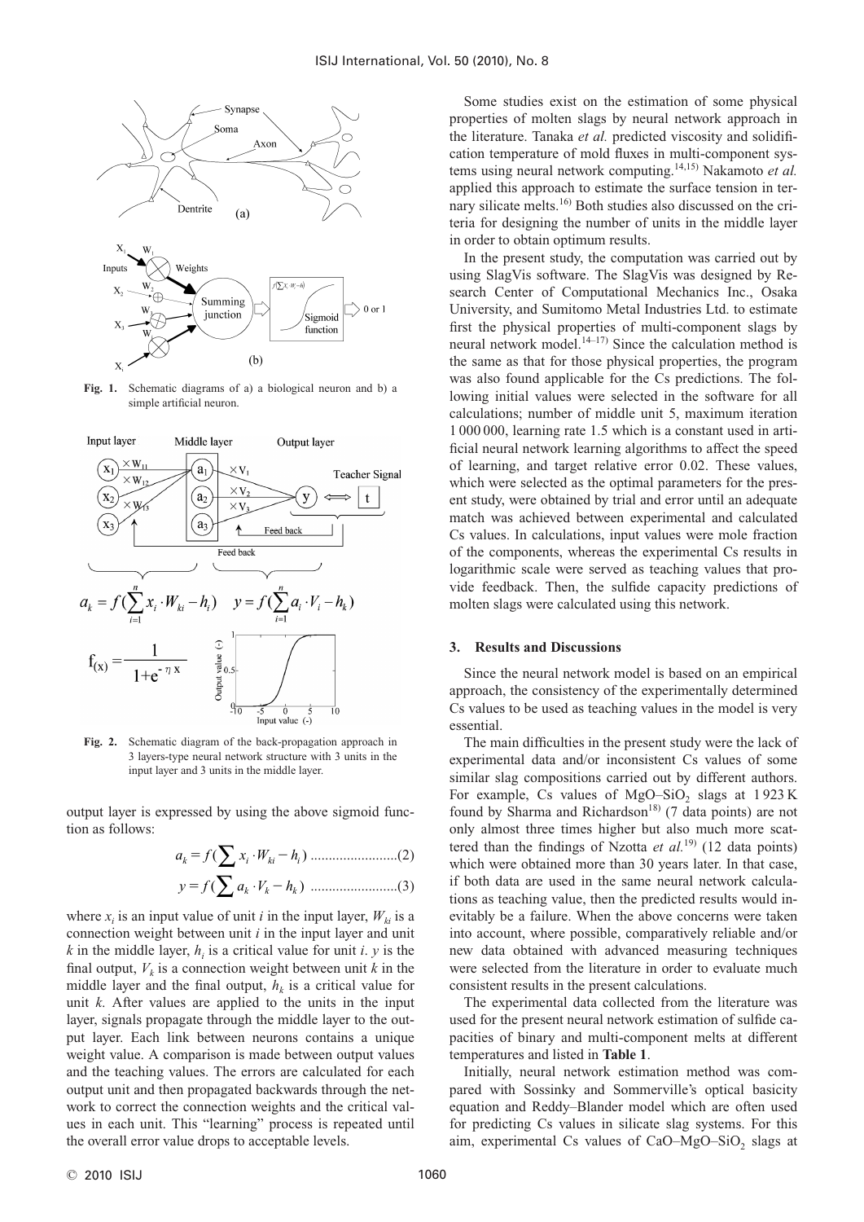Fig. 1. Schematic diagrams of a) a biological neuron and b) a simple artificial neuron.

Fig. 2. Schematic diagram of the back-propagation approach in 3 layers-type neural network structure with 3 units in the input layer and 3 units in the middle layer.

output layer is expressed by using the above sigmoid function as follows:

$$a_k = f(\sum x_i \cdot W_{ki} - h_i) \quad \text{.......................(2)}$$

$$y = f(\sum a_k \cdot V_k - h_k) \quad \text{.......................(3)}$$

where $x_i$ is an input value of unit $i$ in the input layer, $W_{ki}$ is a connection weight between unit $i$ in the input layer and unit $k$ in the middle layer, $h_i$ is a critical value for unit $i$. $y$ is the final output, $V_k$ is a connection weight between unit $k$ in the middle layer and the final output, $h_k$ is a critical value for unit $k$. After values are applied to the units in the input layer, signals propagate through the middle layer to the output layer. Each link between neurons contains a unique weight value. A comparison is made between output values and the teaching values. The errors are calculated for each output unit and then propagated backwards through the network to correct the connection weights and the critical values in each unit. This "learning" process is repeated until the overall error value drops to acceptable levels.

Some studies exist on the estimation of some physical properties of molten slags by neural network approach in the literature. Tanaka *et al.* predicted viscosity and solidification temperature of mold fluxes in multi-component systems using neural network computing.[14,15] Nakamoto *et al.* applied this approach to estimate the surface tension in ternary silicate melts.[16] Both studies also discussed on the criteria for designing the number of units in the middle layer in order to obtain optimum results.

In the present study, the computation was carried out by using SlagVis software. The SlagVis was designed by Research Center of Computational Mechanics Inc., Osaka University, and Sumitomo Metal Industries Ltd. to estimate first the physical properties of multi-component slags by neural network model.[14–17] Since the calculation method is the same as that for those physical properties, the program was also found applicable for the Cs predictions. The following initial values were selected in the software for all calculations; number of middle unit 5, maximum iteration 1 000 000, learning rate 1.5 which is a constant used in artificial neural network learning algorithms to affect the speed of learning, and target relative error 0.02. These values, which were selected as the optimal parameters for the present study, were obtained by trial and error until an adequate match was achieved between experimental and calculated Cs values. In calculations, input values were mole fraction of the components, whereas the experimental Cs results in logarithmic scale were served as teaching values that provide feedback. Then, the sulfide capacity predictions of molten slags were calculated using this network.

## 3. Results and Discussions

Since the neural network model is based on an empirical approach, the consistency of the experimentally determined Cs values to be used as teaching values in the model is very essential.

The main difficulties in the present study were the lack of experimental data and/or inconsistent Cs values of some similar slag compositions carried out by different authors. For example, Cs values of $MgO$–$SiO_2$ slags at 1 923 K found by Sharma and Richardson[18] (7 data points) are not only almost three times higher but also much more scattered than the findings of Nzotta *et al.*[19] (12 data points) which were obtained more than 30 years later. In that case, if both data are used in the same neural network calculations as teaching value, then the predicted results would inevitably be a failure. When the above concerns were taken into account, where possible, comparatively reliable and/or new data obtained with advanced measuring techniques were selected from the literature in order to evaluate much consistent results in the present calculations.

The experimental data collected from the literature was used for the present neural network estimation of sulfide capacities of binary and multi-component melts at different temperatures and listed in **Table 1**.

Initially, neural network estimation method was compared with Sossinky and Sommerville's optical basicity equation and Reddy–Blander model which are often used for predicting Cs values in silicate slag systems. For this aim, experimental Cs values of $CaO$–$MgO$–$SiO_2$ slags at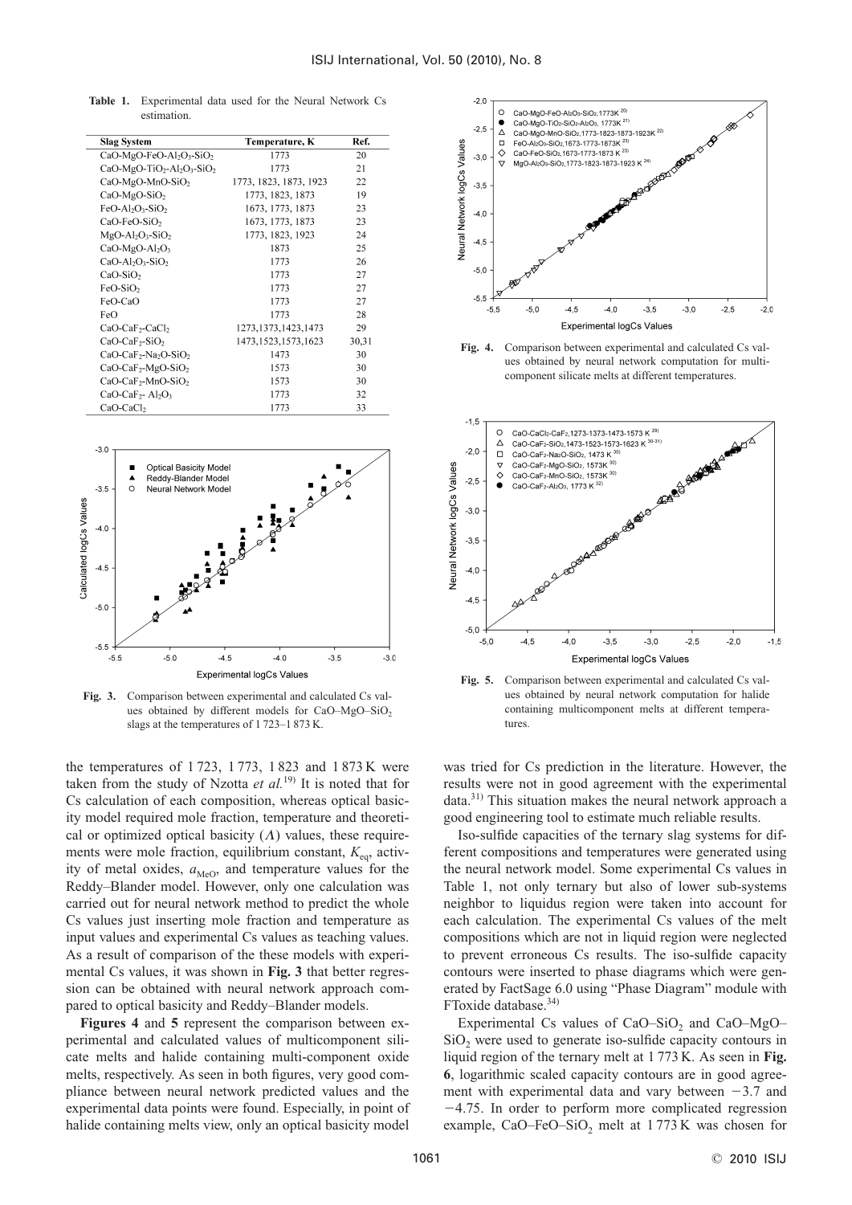**Table 1.** Experimental data used for the Neural Network Cs estimation.

| Slag System | Temperature, K | Ref. |
|---|---|---|
| $CaO-MgO-FeO-Al_2O_3-SiO_2$ | 1773 | 20 |
| $CaO-MgO-TiO_2-Al_2O_3-SiO_2$ | 1773 | 21 |
| $CaO-MgO-MnO-SiO_2$ | 1773, 1823, 1873, 1923 | 22 |
| $CaO-MgO-SiO_2$ | 1773, 1823, 1873 | 19 |
| $FeO-Al_2O_3-SiO_2$ | 1673, 1773, 1873 | 23 |
| $CaO-FeO-SiO_2$ | 1673, 1773, 1873 | 23 |
| $MgO-Al_2O_3-SiO_2$ | 1773, 1823, 1923 | 24 |
| $CaO-MgO-Al_2O_3$ | 1873 | 25 |
| $CaO-Al_2O_3-SiO_2$ | 1773 | 26 |
| $CaO-SiO_2$ | 1773 | 27 |
| $FeO-SiO_2$ | 1773 | 27 |
| FeO-CaO | 1773 | 27 |
| FeO | 1773 | 28 |
| $CaO-CaF_2-CaCl_2$ | 1273,1373,1423,1473 | 29 |
| $CaO-CaF_2-SiO_2$ | 1473,1523,1573,1623 | 30,31 |
| $CaO-CaF_2-Na_2O-SiO_2$ | 1473 | 30 |
| $CaO-CaF_2-MgO-SiO_2$ | 1573 | 30 |
| $CaO-CaF_2-MnO-SiO_2$ | 1573 | 30 |
| $CaO-CaF_2-Al_2O_3$ | 1773 | 32 |
| $CaO-CaCl_2$ | 1773 | 33 |

**Fig. 3.** Comparison between experimental and calculated Cs values obtained by different models for $CaO–MgO–SiO_2$ slags at the temperatures of 1 723–1 873 K.

the temperatures of 1 723, 1 773, 1 823 and 1 873 K were taken from the study of Nzotta *et al.*[19] It is noted that for Cs calculation of each composition, whereas optical basicity model required mole fraction, temperature and theoretical or optimized optical basicity ($\Lambda$) values, these requirements were mole fraction, equilibrium constant, $K_{eq}$, activity of metal oxides, $a_{MeO}$, and temperature values for the Reddy–Blander model. However, only one calculation was carried out for neural network method to predict the whole Cs values just inserting mole fraction and temperature as input values and experimental Cs values as teaching values. As a result of comparison of the these models with experimental Cs values, it was shown in **Fig. 3** that better regression can be obtained with neural network approach compared to optical basicity and Reddy–Blander models.

**Figures 4** and **5** represent the comparison between experimental and calculated values of multicomponent silicate melts and halide containing multi-component oxide melts, respectively. As seen in both figures, very good compliance between neural network predicted values and the experimental data points were found. Especially, in point of halide containing melts view, only an optical basicity model was tried for Cs prediction in the literature. However, the results were not in good agreement with the experimental data.[31] This situation makes the neural network approach a good engineering tool to estimate much reliable results.

**Fig. 4.** Comparison between experimental and calculated Cs values obtained by neural network computation for multicomponent silicate melts at different temperatures.

**Fig. 5.** Comparison between experimental and calculated Cs values obtained by neural network computation for halide containing multicomponent melts at different temperatures.

Iso-sulfide capacities of the ternary slag systems for different compositions and temperatures were generated using the neural network model. Some experimental Cs values in Table 1, not only ternary but also of lower sub-systems neighbor to liquidus region were taken into account for each calculation. The experimental Cs values of the melt compositions which are not in liquid region were neglected to prevent erroneous Cs results. The iso-sulfide capacity contours were inserted to phase diagrams which were generated by FactSage 6.0 using "Phase Diagram" module with FToxide database.[34]

Experimental Cs values of $CaO–SiO_2$ and $CaO–MgO–SiO_2$ were used to generate iso-sulfide capacity contours in liquid region of the ternary melt at 1 773 K. As seen in **Fig. 6**, logarithmic scaled capacity contours are in good agreement with experimental data and vary between $-3.7$ and $-4.75$. In order to perform more complicated regression example, $CaO–FeO–SiO_2$ melt at 1 773 K was chosen for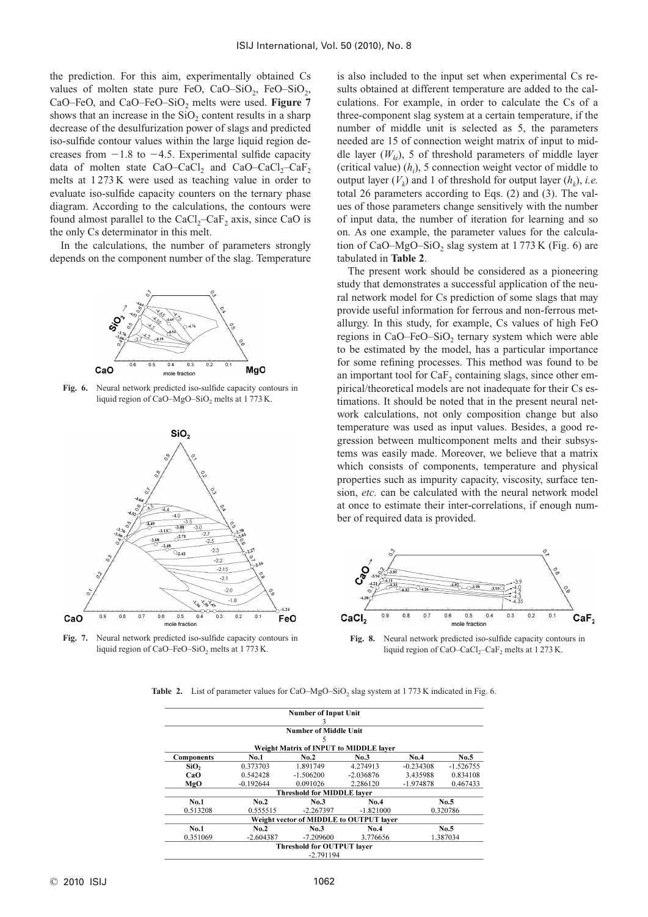the prediction. For this aim, experimentally obtained Cs values of molten state pure FeO, CaO–$SiO_2$, FeO–$SiO_2$, CaO–FeO, and CaO–FeO–$SiO_2$ melts were used. **Figure 7** shows that an increase in the $SiO_2$ content results in a sharp decrease of the desulfurization power of slags and predicted iso-sulfide contour values within the large liquid region decreases from −1.8 to −4.5. Experimental sulfide capacity data of molten state CaO–$CaCl_2$ and CaO–$CaCl_2$–$CaF_2$ melts at 1 273 K were used as teaching value in order to evaluate iso-sulfide capacity counters on the ternary phase diagram. According to the calculations, the contours were found almost parallel to the $CaCl_2$–$CaF_2$ axis, since CaO is the only Cs determinator in this melt.

In the calculations, the number of parameters strongly depends on the component number of the slag. Temperature is also included to the input set when experimental Cs results obtained at different temperature are added to the calculations. For example, in order to calculate the Cs of a three-component slag system at a certain temperature, if the number of middle unit is selected as 5, the parameters needed are 15 of connection weight matrix of input to middle layer ($W_{ki}$), 5 of threshold parameters of middle layer (critical value) ($h_i$), 5 connection weight vector of middle to output layer ($V_k$) and 1 of threshold for output layer ($h_k$), *i.e.* total 26 parameters according to Eqs. (2) and (3). The values of those parameters change sensitively with the number of input data, the number of iteration for learning and so on. As one example, the parameter values for the calculation of CaO–MgO–$SiO_2$ slag system at 1 773 K (Fig. 6) are tabulated in **Table 2**.

The present work should be considered as a pioneering study that demonstrates a successful application of the neural network model for Cs prediction of some slags that may provide useful information for ferrous and non-ferrous metallurgy. In this study, for example, Cs values of high FeO regions in CaO–FeO–$SiO_2$ ternary system which were able to be estimated by the model, has a particular importance for some refining processes. This method was found to be an important tool for $CaF_2$ containing slags, since other empirical/theoretical models are not inadequate for their Cs estimations. It should be noted that in the present neural network calculations, not only composition change but also temperature was used as input values. Besides, a good regression between multicomponent melts and their subsystems was easily made. Moreover, we believe that a matrix which consists of components, temperature and physical properties such as impurity capacity, viscosity, surface tension, *etc.* can be calculated with the neural network model at once to estimate their inter-correlations, if enough number of required data is provided.

**Fig. 6.** Neural network predicted iso-sulfide capacity contours in liquid region of CaO–MgO–$SiO_2$ melts at 1 773 K.

**Fig. 7.** Neural network predicted iso-sulfide capacity contours in liquid region of CaO–FeO–$SiO_2$ melts at 1 773 K.

**Fig. 8.** Neural network predicted iso-sulfide capacity contours in liquid region of CaO–$CaCl_2$–$CaF_2$ melts at 1 273 K.

**Table 2.** List of parameter values for CaO–MgO–$SiO_2$ slag system at 1 773 K indicated in Fig. 6.

| **Number of Input Unit** | | | | | |
|---|---|---|---|---|---|
| 3 | | | | | |
| **Number of Middle Unit** | | | | | |
| 5 | | | | | |
| **Weight Matrix of INPUT to MIDDLE layer** | | | | | |
| **Components** | **No.1** | **No.2** | **No.3** | **No.4** | **No.5** |
| **$SiO_2$** | 0.373703 | 1.891749 | 4.274913 | -0.234308 | -1.526755 |
| **CaO** | 0.542428 | -1.506200 | -2.036876 | 3.435988 | 0.834108 |
| **MgO** | -0.192644 | 0.091026 | 2.286120 | -1.974878 | 0.467433 |
| **Threshold for MIDDLE layer** | | | | | |
| **No.1** | **No.2** | **No.3** | **No.4** | **No.5** | |
| 0.513208 | 0.555515 | -2.267397 | -1.821000 | 0.320786 | |
| **Weight vector of MIDDLE to OUTPUT layer** | | | | | |
| **No.1** | **No.2** | **No.3** | **No.4** | **No.5** | |
| 0.351069 | -2.604387 | -7.209600 | 3.776656 | 1.387034 | |
| **Threshold for OUTPUT layer** | | | | | |
| -2.791194 | | | | | |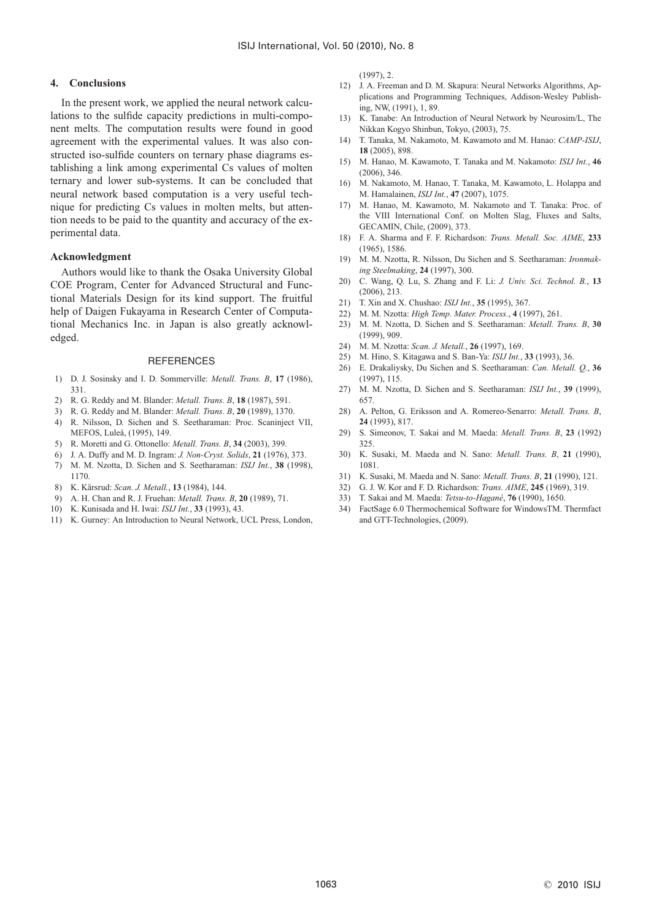## 4. Conclusions

In the present work, we applied the neural network calculations to the sulfide capacity predictions in multi-component melts. The computation results were found in good agreement with the experimental values. It was also constructed iso-sulfide counters on ternary phase diagrams establishing a link among experimental Cs values of molten ternary and lower sub-systems. It can be concluded that neural network based computation is a very useful technique for predicting Cs values in molten melts, but attention needs to be paid to the quantity and accuracy of the experimental data.

### Acknowledgment

Authors would like to thank the Osaka University Global COE Program, Center for Advanced Structural and Functional Materials Design for its kind support. The fruitful help of Daigen Fukayama in Research Center of Computational Mechanics Inc. in Japan is also greatly acknowledged.

### REFERENCES

1) D. J. Sosinsky and I. D. Sommerville: *Metall. Trans. B*, **17** (1986), 331.
2) R. G. Reddy and M. Blander: *Metall. Trans. B*, **18** (1987), 591.
3) R. G. Reddy and M. Blander: *Metall. Trans. B*, **20** (1989), 1370.
4) R. Nilsson, D. Sichen and S. Seetharaman: Proc. Scaninject VII, MEFOS, Luleå, (1995), 149.
5) R. Moretti and G. Ottonello: *Metall. Trans. B*, **34** (2003), 399.
6) J. A. Duffy and M. D. Ingram: *J. Non-Cryst. Solids*, **21** (1976), 373.
7) M. M. Nzotta, D. Sichen and S. Seetharaman: *ISIJ Int.*, **38** (1998), 1170.
8) K. Kärsrud: *Scan. J. Metall.*, **13** (1984), 144.
9) A. H. Chan and R. J. Fruehan: *Metall. Trans. B*, **20** (1989), 71.
10) K. Kunisada and H. Iwai: *ISIJ Int.*, **33** (1993), 43.
11) K. Gurney: An Introduction to Neural Network, UCL Press, London, (1997), 2.
12) J. A. Freeman and D. M. Skapura: Neural Networks Algorithms, Applications and Programming Techniques, Addison-Wesley Publishing, NW, (1991), 1, 89.
13) K. Tanabe: An Introduction of Neural Network by Neurosim/L, The Nikkan Kogyo Shinbun, Tokyo, (2003), 75.
14) T. Tanaka, M. Nakamoto, M. Kawamoto and M. Hanao: *CAMP-ISIJ*, **18** (2005), 898.
15) M. Hanao, M. Kawamoto, T. Tanaka and M. Nakamoto: *ISIJ Int.*, **46** (2006), 346.
16) M. Nakamoto, M. Hanao, T. Tanaka, M. Kawamoto, L. Holappa and M. Hamalainen, *ISIJ Int.*, **47** (2007), 1075.
17) M. Hanao, M. Kawamoto, M. Nakamoto and T. Tanaka: Proc. of the VIII International Conf. on Molten Slag, Fluxes and Salts, GECAMIN, Chile, (2009), 373.
18) F. A. Sharma and F. F. Richardson: *Trans. Metall. Soc. AIME*, **233** (1965), 1586.
19) M. M. Nzotta, R. Nilsson, Du Sichen and S. Seetharaman: *Ironmaking Steelmaking*, **24** (1997), 300.
20) C. Wang, Q. Lu, S. Zhang and F. Li: *J. Univ. Sci. Technol. B.*, **13** (2006), 213.
21) T. Xin and X. Chushao: *ISIJ Int.*, **35** (1995), 367.
22) M. M. Nzotta: *High Temp. Mater. Process.*, **4** (1997), 261.
23) M. M. Nzotta, D. Sichen and S. Seetharaman: *Metall. Trans. B*, **30** (1999), 909.
24) M. M. Nzotta: *Scan. J. Metall.*, **26** (1997), 169.
25) M. Hino, S. Kitagawa and S. Ban-Ya: *ISIJ Int.*, **33** (1993), 36.
26) E. Drakaliysky, Du Sichen and S. Seetharaman: *Can. Metall. Q.*, **36** (1997), 115.
27) M. M. Nzotta, D. Sichen and S. Seetharaman: *ISIJ Int.*, **39** (1999), 657.
28) A. Pelton, G. Eriksson and A. Romereo-Senarro: *Metall. Trans. B*, **24** (1993), 817.
29) S. Simeonov, T. Sakai and M. Maeda: *Metall. Trans. B*, **23** (1992) 325.
30) K. Susaki, M. Maeda and N. Sano: *Metall. Trans. B*, **21** (1990), 1081.
31) K. Susaki, M. Maeda and N. Sano: *Metall. Trans. B*, **21** (1990), 121.
32) G. J. W. Kor and F. D. Richardson: *Trans. AIME*, **245** (1969), 319.
33) T. Sakai and M. Maeda: *Tetsu-to-Hagané*, **76** (1990), 1650.
34) FactSage 6.0 Thermochemical Software for WindowsTM. Thermfact and GTT-Technologies, (2009).